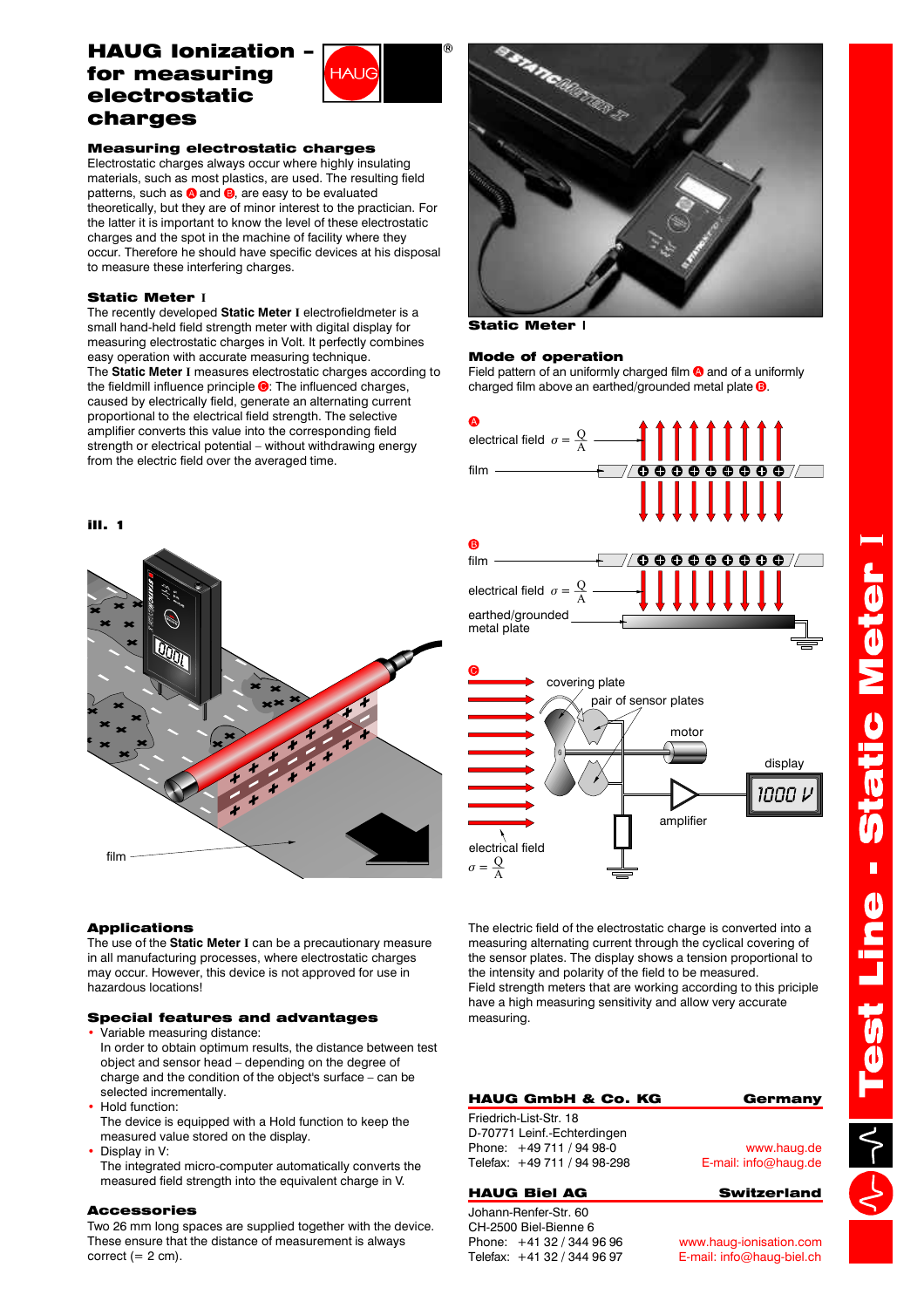# HAUG Ionization – for measuring electrostatic charges

## Measuring electrostatic charges

Electrostatic charges always occur where highly insulating materials, such as most plastics, are used. The resulting field patterns, such as A and B, are easy to be evaluated theoretically, but they are of minor interest to the practician. For the latter it is important to know the level of these electrostatic charges and the spot in the machine of facility where they occur. Therefore he should have specific devices at his disposal to measure these interfering charges.

## Static Meter I

The recently developed **Static Meter I** electrofieldmeter is a small hand-held field strength meter with digital display for measuring electrostatic charges in Volt. It perfectly combines easy operation with accurate measuring technique.

The **Static Meter I** measures electrostatic charges according to the fieldmill influence principle C: The influenced charges, caused by electrically field, generate an alternating current proportional to the electrical field strength. The selective amplifier converts this value into the corresponding field strength or electrical potential – without withdrawing energy from the electric field over the averaged time.

ill. 1

film

Static Meter I

## Mode of operation

Field pattern of an uniformly charged film A and of a uniformly charged film above an earthed/grounded metal plate B.

A: electrical field $\sigma = \frac{Q}{A}$; film

B: film; electrical field $\sigma = \frac{Q}{A}$; earthed/grounded metal plate

C: covering plate; pair of sensor plates; motor; display (1000 V); amplifier; electrical field $\sigma = \frac{Q}{A}$

The electric field of the electrostatic charge is converted into a measuring alternating current through the cyclical covering of the sensor plates. The display shows a tension proportional to the intensity and polarity of the field to be measured.

Field strength meters that are working according to this priciple have a high measuring sensitivity and allow very accurate measuring.

## Applications

The use of the **Static Meter I** can be a precautionary measure in all manufacturing processes, where electrostatic charges may occur. However, this device is not approved for use in hazardous locations!

## Special features and advantages

- Variable measuring distance:
  In order to obtain optimum results, the distance between test object and sensor head – depending on the degree of charge and the condition of the object's surface – can be selected incrementally.
- Hold function:
  The device is equipped with a Hold function to keep the measured value stored on the display.
- Display in V:
  The integrated micro-computer automatically converts the measured field strength into the equivalent charge in V.

## Accessories

Two 26 mm long spaces are supplied together with the device. These ensure that the distance of measurement is always correct (= 2 cm).

**HAUG GmbH & Co. KG** — Germany
Friedrich-List-Str. 18
D-70771 Leinf.-Echterdingen
Phone: +49 711 / 94 98-0
Telefax: +49 711 / 94 98-298
www.haug.de
E-mail: info@haug.de

**HAUG Biel AG** — Switzerland
Johann-Renfer-Str. 60
CH-2500 Biel-Bienne 6
Phone: +41 32 / 344 96 96
Telefax: +41 32 / 344 96 97
www.haug-ionisation.com
E-mail: info@haug-biel.ch

Test Line - Static Meter I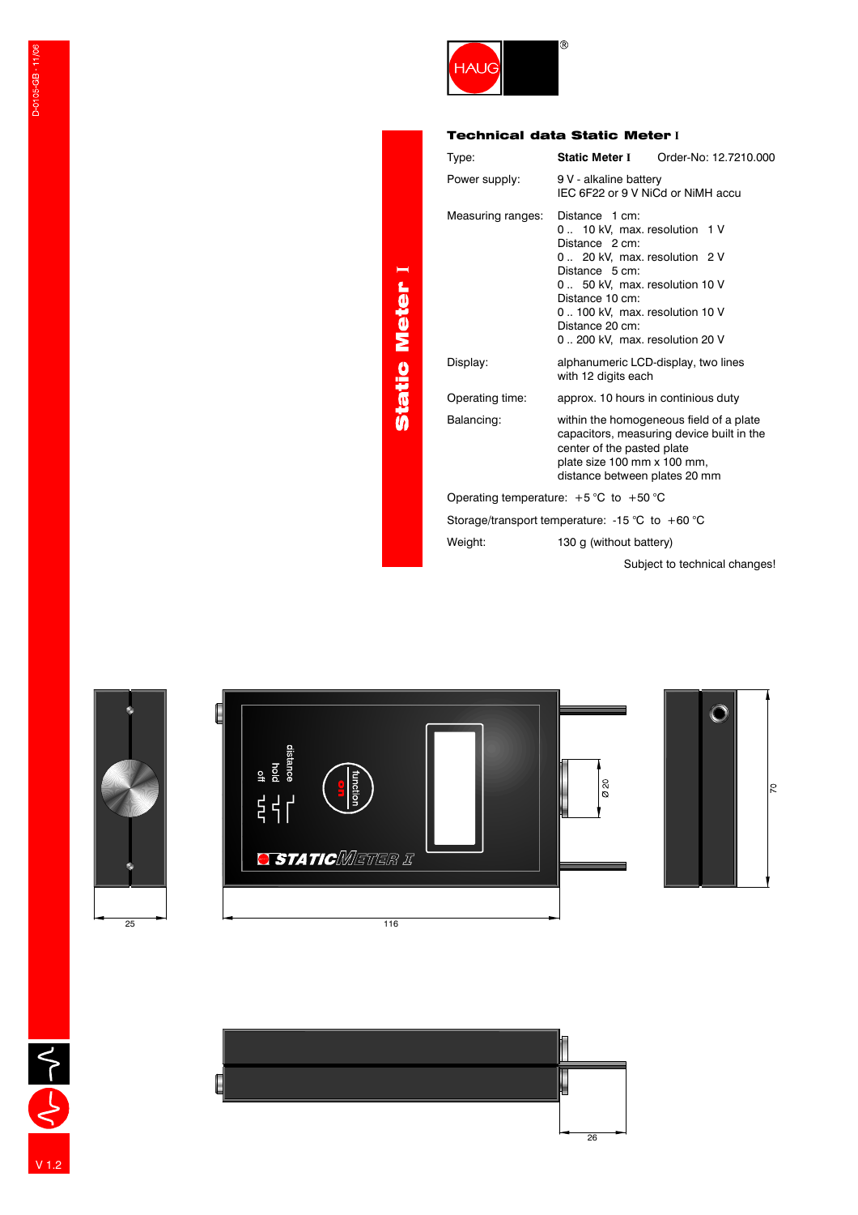## Technical data Static Meter I

| | |
|---|---|
| Type: | **Static Meter I** Order-No: 12.7210.000 |
| Power supply: | 9 V - alkaline battery<br>IEC 6F22 or 9 V NiCd or NiMH accu |
| Measuring ranges: | Distance 1 cm:<br>0 .. 10 kV, max. resolution 1 V<br>Distance 2 cm:<br>0 .. 20 kV, max. resolution 2 V<br>Distance 5 cm:<br>0 .. 50 kV, max. resolution 10 V<br>Distance 10 cm:<br>0 .. 100 kV, max. resolution 10 V<br>Distance 20 cm:<br>0 .. 200 kV, max. resolution 20 V |
| Display: | alphanumeric LCD-display, two lines with 12 digits each |
| Operating time: | approx. 10 hours in continious duty |
| Balancing: | within the homogeneous field of a plate capacitors, measuring device built in the center of the pasted plate<br>plate size 100 mm x 100 mm,<br>distance between plates 20 mm |

Operating temperature: +5 °C to +50 °C

Storage/transport temperature: -15 °C to +60 °C

Weight: 130 g (without battery)

Subject to technical changes!

distance
hold
off
function
on
STATIC METER I

Ø 20

25

116

70

26

V 1.2